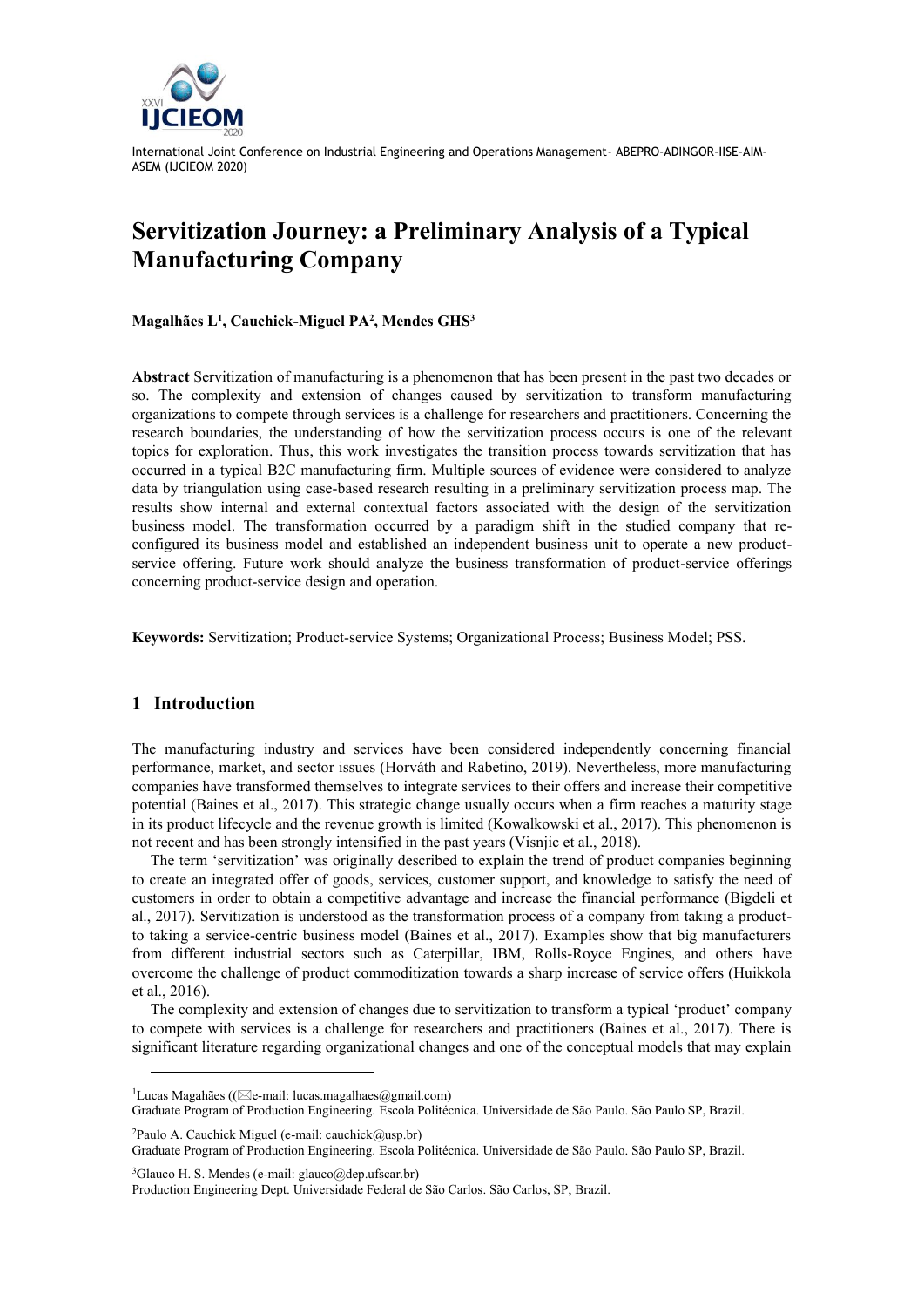# Servitization Journey: a Preliminary Analysis of a Typical Manufacturing Company

**Magalhães L[1], Cauchick-Miguel PA[2], Mendes GHS[3]**

**Abstract** Servitization of manufacturing is a phenomenon that has been present in the past two decades or so. The complexity and extension of changes caused by servitization to transform manufacturing organizations to compete through services is a challenge for researchers and practitioners. Concerning the research boundaries, the understanding of how the servitization process occurs is one of the relevant topics for exploration. Thus, this work investigates the transition process towards servitization that has occurred in a typical B2C manufacturing firm. Multiple sources of evidence were considered to analyze data by triangulation using case-based research resulting in a preliminary servitization process map. The results show internal and external contextual factors associated with the design of the servitization business model. The transformation occurred by a paradigm shift in the studied company that re-configured its business model and established an independent business unit to operate a new product-service offering. Future work should analyze the business transformation of product-service offerings concerning product-service design and operation.

**Keywords:** Servitization; Product-service Systems; Organizational Process; Business Model; PSS.

## 1 Introduction

The manufacturing industry and services have been considered independently concerning financial performance, market, and sector issues (Horváth and Rabetino, 2019). Nevertheless, more manufacturing companies have transformed themselves to integrate services to their offers and increase their competitive potential (Baines et al., 2017). This strategic change usually occurs when a firm reaches a maturity stage in its product lifecycle and the revenue growth is limited (Kowalkowski et al., 2017). This phenomenon is not recent and has been strongly intensified in the past years (Visnjic et al., 2018).

The term 'servitization' was originally described to explain the trend of product companies beginning to create an integrated offer of goods, services, customer support, and knowledge to satisfy the need of customers in order to obtain a competitive advantage and increase the financial performance (Bigdeli et al., 2017). Servitization is understood as the transformation process of a company from taking a product- to taking a service-centric business model (Baines et al., 2017). Examples show that big manufacturers from different industrial sectors such as Caterpillar, IBM, Rolls-Royce Engines, and others have overcome the challenge of product commoditization towards a sharp increase of service offers (Huikkola et al., 2016).

The complexity and extension of changes due to servitization to transform a typical 'product' company to compete with services is a challenge for researchers and practitioners (Baines et al., 2017). There is significant literature regarding organizational changes and one of the conceptual models that may explain

---

[1]Lucas Magahães ((✉e-mail: lucas.magalhaes@gmail.com)
Graduate Program of Production Engineering. Escola Politécnica. Universidade de São Paulo. São Paulo SP, Brazil.

[2]Paulo A. Cauchick Miguel (e-mail: cauchick@usp.br)
Graduate Program of Production Engineering. Escola Politécnica. Universidade de São Paulo. São Paulo SP, Brazil.

[3]Glauco H. S. Mendes (e-mail: glauco@dep.ufscar.br)
Production Engineering Dept. Universidade Federal de São Carlos. São Carlos, SP, Brazil.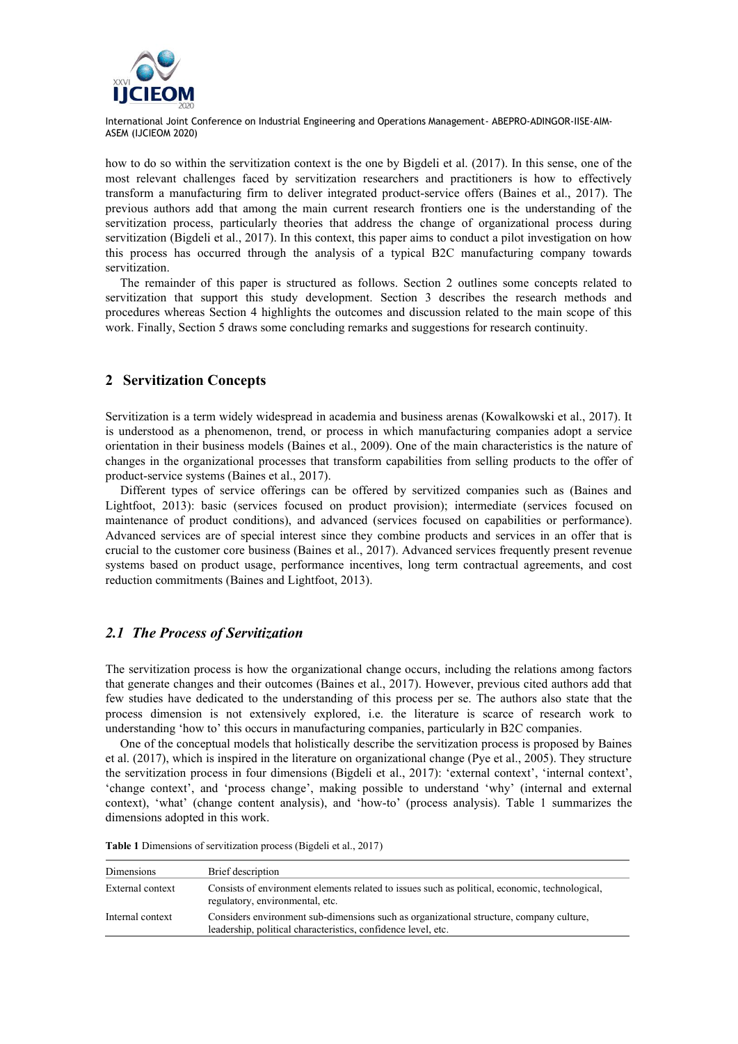how to do so within the servitization context is the one by Bigdeli et al. (2017). In this sense, one of the most relevant challenges faced by servitization researchers and practitioners is how to effectively transform a manufacturing firm to deliver integrated product-service offers (Baines et al., 2017). The previous authors add that among the main current research frontiers one is the understanding of the servitization process, particularly theories that address the change of organizational process during servitization (Bigdeli et al., 2017). In this context, this paper aims to conduct a pilot investigation on how this process has occurred through the analysis of a typical B2C manufacturing company towards servitization.

The remainder of this paper is structured as follows. Section 2 outlines some concepts related to servitization that support this study development. Section 3 describes the research methods and procedures whereas Section 4 highlights the outcomes and discussion related to the main scope of this work. Finally, Section 5 draws some concluding remarks and suggestions for research continuity.

## 2 Servitization Concepts

Servitization is a term widely widespread in academia and business arenas (Kowalkowski et al., 2017). It is understood as a phenomenon, trend, or process in which manufacturing companies adopt a service orientation in their business models (Baines et al., 2009). One of the main characteristics is the nature of changes in the organizational processes that transform capabilities from selling products to the offer of product-service systems (Baines et al., 2017).

Different types of service offerings can be offered by servitized companies such as (Baines and Lightfoot, 2013): basic (services focused on product provision); intermediate (services focused on maintenance of product conditions), and advanced (services focused on capabilities or performance). Advanced services are of special interest since they combine products and services in an offer that is crucial to the customer core business (Baines et al., 2017). Advanced services frequently present revenue systems based on product usage, performance incentives, long term contractual agreements, and cost reduction commitments (Baines and Lightfoot, 2013).

### *2.1 The Process of Servitization*

The servitization process is how the organizational change occurs, including the relations among factors that generate changes and their outcomes (Baines et al., 2017). However, previous cited authors add that few studies have dedicated to the understanding of this process per se. The authors also state that the process dimension is not extensively explored, i.e. the literature is scarce of research work to understanding 'how to' this occurs in manufacturing companies, particularly in B2C companies.

One of the conceptual models that holistically describe the servitization process is proposed by Baines et al. (2017), which is inspired in the literature on organizational change (Pye et al., 2005). They structure the servitization process in four dimensions (Bigdeli et al., 2017): 'external context', 'internal context', 'change context', and 'process change', making possible to understand 'why' (internal and external context), 'what' (change content analysis), and 'how-to' (process analysis). Table 1 summarizes the dimensions adopted in this work.

**Table 1** Dimensions of servitization process (Bigdeli et al., 2017)

| Dimensions | Brief description |
| --- | --- |
| External context | Consists of environment elements related to issues such as political, economic, technological, regulatory, environmental, etc. |
| Internal context | Considers environment sub-dimensions such as organizational structure, company culture, leadership, political characteristics, confidence level, etc. |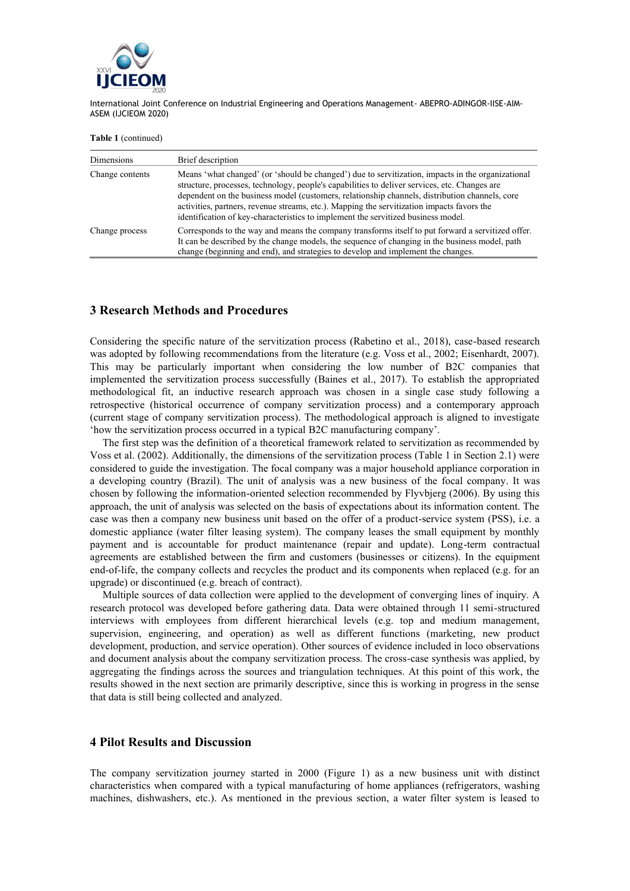**Table 1** (continued)

| Dimensions | Brief description |
|---|---|
| Change contents | Means 'what changed' (or 'should be changed') due to servitization, impacts in the organizational structure, processes, technology, people's capabilities to deliver services, etc. Changes are dependent on the business model (customers, relationship channels, distribution channels, core activities, partners, revenue streams, etc.). Mapping the servitization impacts favors the identification of key-characteristics to implement the servitized business model. |
| Change process | Corresponds to the way and means the company transforms itself to put forward a servitized offer. It can be described by the change models, the sequence of changing in the business model, path change (beginning and end), and strategies to develop and implement the changes. |

## 3 Research Methods and Procedures

Considering the specific nature of the servitization process (Rabetino et al., 2018), case-based research was adopted by following recommendations from the literature (e.g. Voss et al., 2002; Eisenhardt, 2007). This may be particularly important when considering the low number of B2C companies that implemented the servitization process successfully (Baines et al., 2017). To establish the appropriated methodological fit, an inductive research approach was chosen in a single case study following a retrospective (historical occurrence of company servitization process) and a contemporary approach (current stage of company servitization process). The methodological approach is aligned to investigate 'how the servitization process occurred in a typical B2C manufacturing company'.

The first step was the definition of a theoretical framework related to servitization as recommended by Voss et al. (2002). Additionally, the dimensions of the servitization process (Table 1 in Section 2.1) were considered to guide the investigation. The focal company was a major household appliance corporation in a developing country (Brazil). The unit of analysis was a new business of the focal company. It was chosen by following the information-oriented selection recommended by Flyvbjerg (2006). By using this approach, the unit of analysis was selected on the basis of expectations about its information content. The case was then a company new business unit based on the offer of a product-service system (PSS), i.e. a domestic appliance (water filter leasing system). The company leases the small equipment by monthly payment and is accountable for product maintenance (repair and update). Long-term contractual agreements are established between the firm and customers (businesses or citizens). In the equipment end-of-life, the company collects and recycles the product and its components when replaced (e.g. for an upgrade) or discontinued (e.g. breach of contract).

Multiple sources of data collection were applied to the development of converging lines of inquiry. A research protocol was developed before gathering data. Data were obtained through 11 semi-structured interviews with employees from different hierarchical levels (e.g. top and medium management, supervision, engineering, and operation) as well as different functions (marketing, new product development, production, and service operation). Other sources of evidence included in loco observations and document analysis about the company servitization process. The cross-case synthesis was applied, by aggregating the findings across the sources and triangulation techniques. At this point of this work, the results showed in the next section are primarily descriptive, since this is working in progress in the sense that data is still being collected and analyzed.

## 4 Pilot Results and Discussion

The company servitization journey started in 2000 (Figure 1) as a new business unit with distinct characteristics when compared with a typical manufacturing of home appliances (refrigerators, washing machines, dishwashers, etc.). As mentioned in the previous section, a water filter system is leased to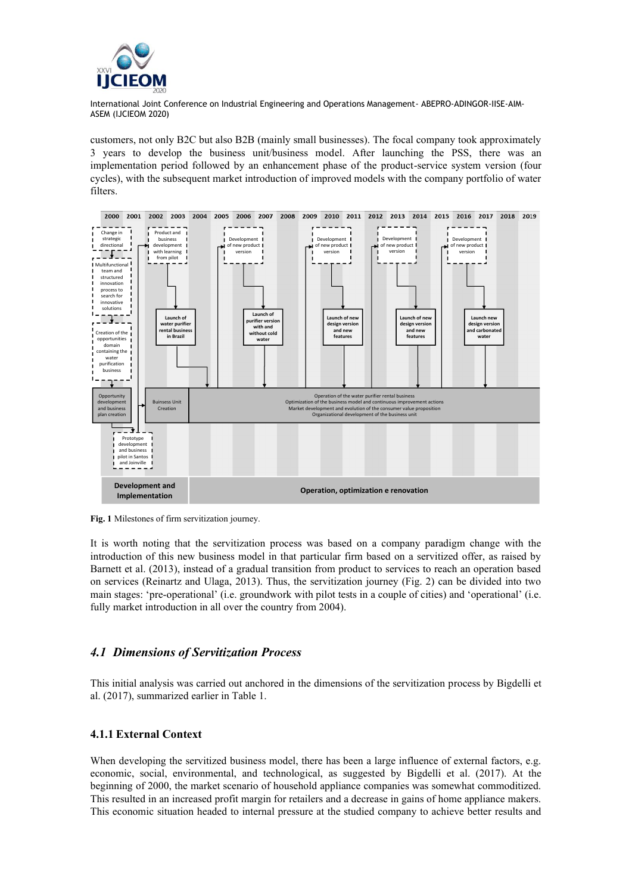customers, not only B2C but also B2B (mainly small businesses). The focal company took approximately 3 years to develop the business unit/business model. After launching the PSS, there was an implementation period followed by an enhancement phase of the product-service system version (four cycles), with the subsequent market introduction of improved models with the company portfolio of water filters.

**Fig. 1** Milestones of firm servitization journey.

It is worth noting that the servitization process was based on a company paradigm change with the introduction of this new business model in that particular firm based on a servitized offer, as raised by Barnett et al. (2013), instead of a gradual transition from product to services to reach an operation based on services (Reinartz and Ulaga, 2013). Thus, the servitization journey (Fig. 2) can be divided into two main stages: 'pre-operational' (i.e. groundwork with pilot tests in a couple of cities) and 'operational' (i.e. fully market introduction in all over the country from 2004).

## *4.1 Dimensions of Servitization Process*

This initial analysis was carried out anchored in the dimensions of the servitization process by Bigdelli et al. (2017), summarized earlier in Table 1.

### 4.1.1 External Context

When developing the servitized business model, there has been a large influence of external factors, e.g. economic, social, environmental, and technological, as suggested by Bigdelli et al. (2017). At the beginning of 2000, the market scenario of household appliance companies was somewhat commoditized. This resulted in an increased profit margin for retailers and a decrease in gains of home appliance makers. This economic situation headed to internal pressure at the studied company to achieve better results and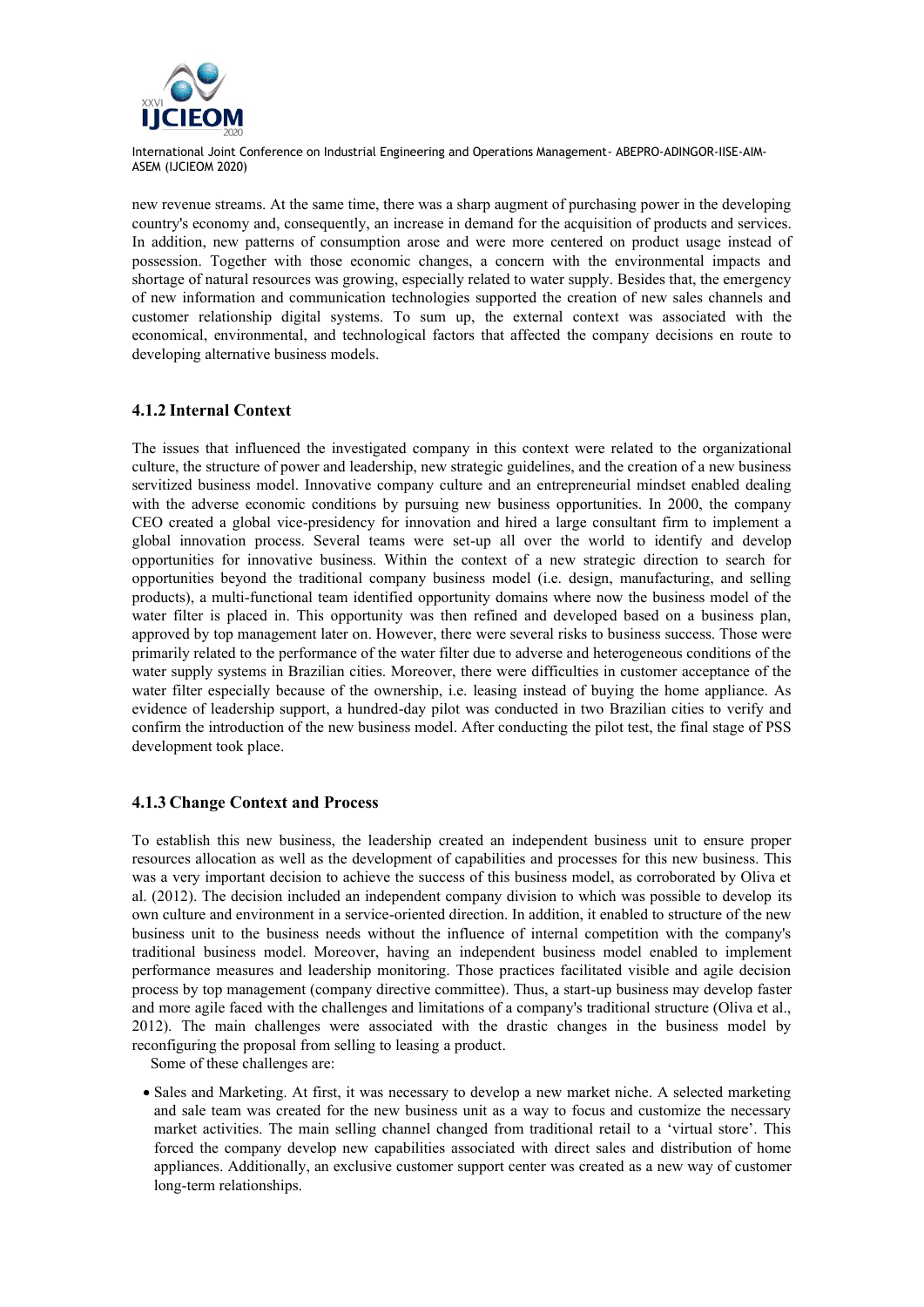new revenue streams. At the same time, there was a sharp augment of purchasing power in the developing country's economy and, consequently, an increase in demand for the acquisition of products and services. In addition, new patterns of consumption arose and were more centered on product usage instead of possession. Together with those economic changes, a concern with the environmental impacts and shortage of natural resources was growing, especially related to water supply. Besides that, the emergency of new information and communication technologies supported the creation of new sales channels and customer relationship digital systems. To sum up, the external context was associated with the economical, environmental, and technological factors that affected the company decisions en route to developing alternative business models.

### 4.1.2 Internal Context

The issues that influenced the investigated company in this context were related to the organizational culture, the structure of power and leadership, new strategic guidelines, and the creation of a new business servitized business model. Innovative company culture and an entrepreneurial mindset enabled dealing with the adverse economic conditions by pursuing new business opportunities. In 2000, the company CEO created a global vice-presidency for innovation and hired a large consultant firm to implement a global innovation process. Several teams were set-up all over the world to identify and develop opportunities for innovative business. Within the context of a new strategic direction to search for opportunities beyond the traditional company business model (i.e. design, manufacturing, and selling products), a multi-functional team identified opportunity domains where now the business model of the water filter is placed in. This opportunity was then refined and developed based on a business plan, approved by top management later on. However, there were several risks to business success. Those were primarily related to the performance of the water filter due to adverse and heterogeneous conditions of the water supply systems in Brazilian cities. Moreover, there were difficulties in customer acceptance of the water filter especially because of the ownership, i.e. leasing instead of buying the home appliance. As evidence of leadership support, a hundred-day pilot was conducted in two Brazilian cities to verify and confirm the introduction of the new business model. After conducting the pilot test, the final stage of PSS development took place.

### 4.1.3 Change Context and Process

To establish this new business, the leadership created an independent business unit to ensure proper resources allocation as well as the development of capabilities and processes for this new business. This was a very important decision to achieve the success of this business model, as corroborated by Oliva et al. (2012). The decision included an independent company division to which was possible to develop its own culture and environment in a service-oriented direction. In addition, it enabled to structure of the new business unit to the business needs without the influence of internal competition with the company's traditional business model. Moreover, having an independent business model enabled to implement performance measures and leadership monitoring. Those practices facilitated visible and agile decision process by top management (company directive committee). Thus, a start-up business may develop faster and more agile faced with the challenges and limitations of a company's traditional structure (Oliva et al., 2012). The main challenges were associated with the drastic changes in the business model by reconfiguring the proposal from selling to leasing a product.

Some of these challenges are:

- Sales and Marketing. At first, it was necessary to develop a new market niche. A selected marketing and sale team was created for the new business unit as a way to focus and customize the necessary market activities. The main selling channel changed from traditional retail to a 'virtual store'. This forced the company develop new capabilities associated with direct sales and distribution of home appliances. Additionally, an exclusive customer support center was created as a new way of customer long-term relationships.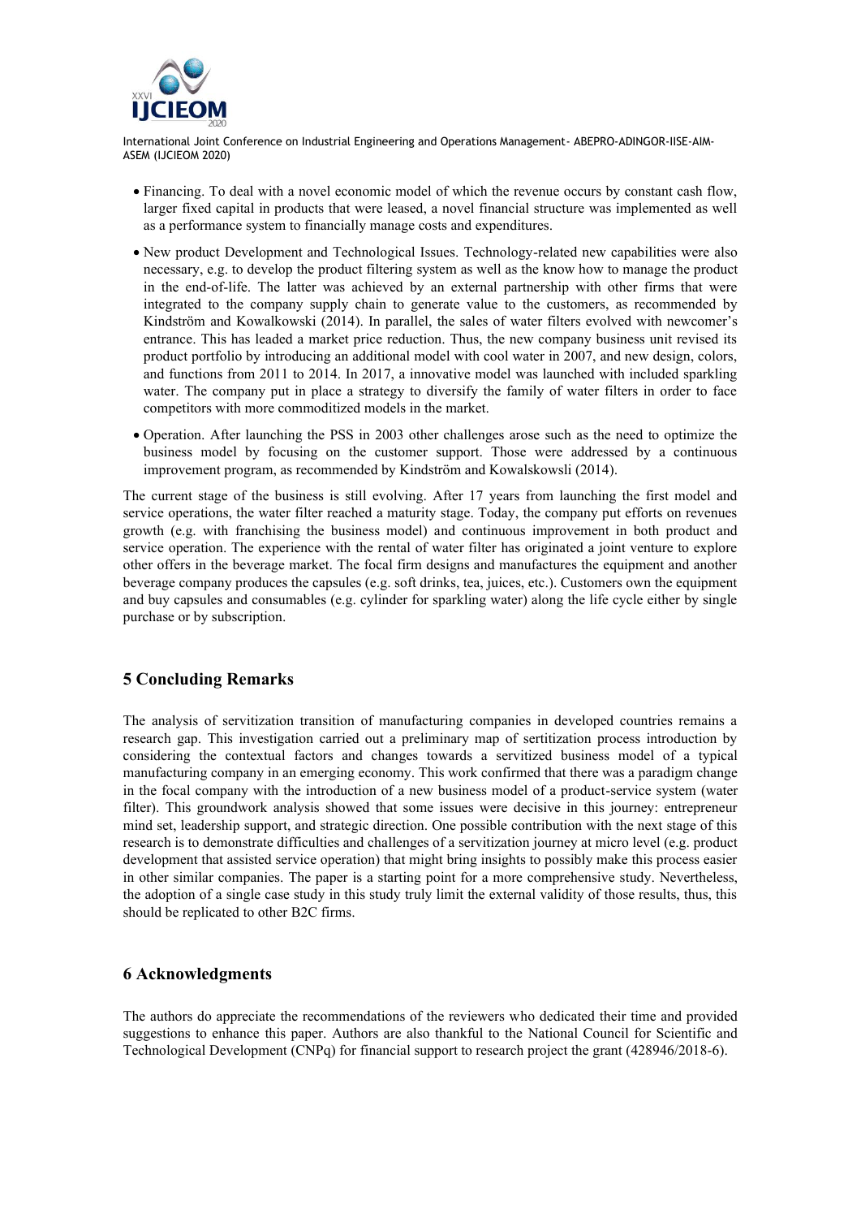- Financing. To deal with a novel economic model of which the revenue occurs by constant cash flow, larger fixed capital in products that were leased, a novel financial structure was implemented as well as a performance system to financially manage costs and expenditures.
- New product Development and Technological Issues. Technology-related new capabilities were also necessary, e.g. to develop the product filtering system as well as the know how to manage the product in the end-of-life. The latter was achieved by an external partnership with other firms that were integrated to the company supply chain to generate value to the customers, as recommended by Kindström and Kowalkowski (2014). In parallel, the sales of water filters evolved with newcomer's entrance. This has leaded a market price reduction. Thus, the new company business unit revised its product portfolio by introducing an additional model with cool water in 2007, and new design, colors, and functions from 2011 to 2014. In 2017, a innovative model was launched with included sparkling water. The company put in place a strategy to diversify the family of water filters in order to face competitors with more commoditized models in the market.
- Operation. After launching the PSS in 2003 other challenges arose such as the need to optimize the business model by focusing on the customer support. Those were addressed by a continuous improvement program, as recommended by Kindström and Kowalskowsli (2014).

The current stage of the business is still evolving. After 17 years from launching the first model and service operations, the water filter reached a maturity stage. Today, the company put efforts on revenues growth (e.g. with franchising the business model) and continuous improvement in both product and service operation. The experience with the rental of water filter has originated a joint venture to explore other offers in the beverage market. The focal firm designs and manufactures the equipment and another beverage company produces the capsules (e.g. soft drinks, tea, juices, etc.). Customers own the equipment and buy capsules and consumables (e.g. cylinder for sparkling water) along the life cycle either by single purchase or by subscription.

## 5 Concluding Remarks

The analysis of servitization transition of manufacturing companies in developed countries remains a research gap. This investigation carried out a preliminary map of sertitization process introduction by considering the contextual factors and changes towards a servitized business model of a typical manufacturing company in an emerging economy. This work confirmed that there was a paradigm change in the focal company with the introduction of a new business model of a product-service system (water filter). This groundwork analysis showed that some issues were decisive in this journey: entrepreneur mind set, leadership support, and strategic direction. One possible contribution with the next stage of this research is to demonstrate difficulties and challenges of a servitization journey at micro level (e.g. product development that assisted service operation) that might bring insights to possibly make this process easier in other similar companies. The paper is a starting point for a more comprehensive study. Nevertheless, the adoption of a single case study in this study truly limit the external validity of those results, thus, this should be replicated to other B2C firms.

## 6 Acknowledgments

The authors do appreciate the recommendations of the reviewers who dedicated their time and provided suggestions to enhance this paper. Authors are also thankful to the National Council for Scientific and Technological Development (CNPq) for financial support to research project the grant (428946/2018-6).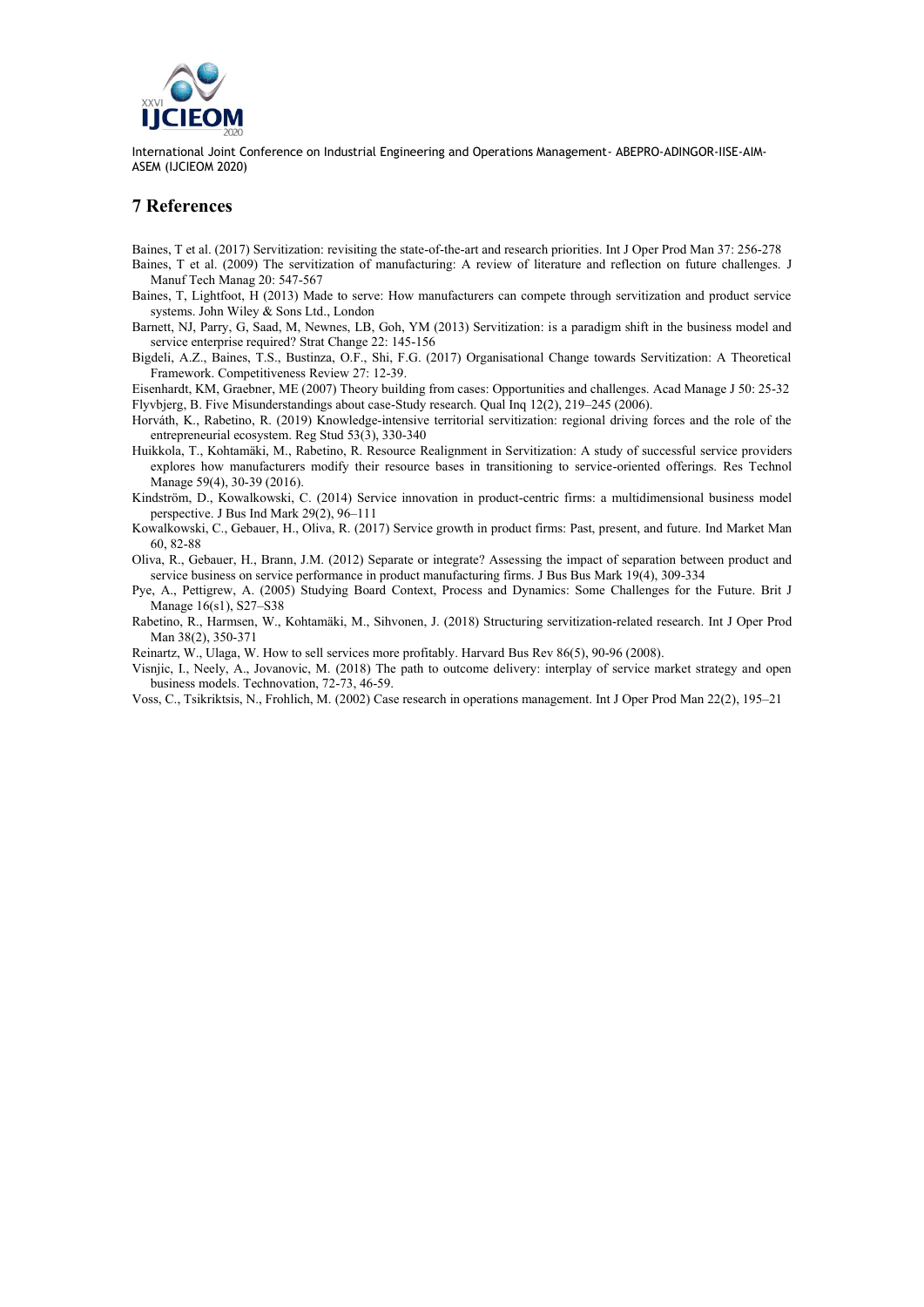## 7 References

Baines, T et al. (2017) Servitization: revisiting the state-of-the-art and research priorities. Int J Oper Prod Man 37: 256-278

Baines, T et al. (2009) The servitization of manufacturing: A review of literature and reflection on future challenges. J Manuf Tech Manag 20: 547-567

Baines, T, Lightfoot, H (2013) Made to serve: How manufacturers can compete through servitization and product service systems. John Wiley & Sons Ltd., London

Barnett, NJ, Parry, G, Saad, M, Newnes, LB, Goh, YM (2013) Servitization: is a paradigm shift in the business model and service enterprise required? Strat Change 22: 145-156

Bigdeli, A.Z., Baines, T.S., Bustinza, O.F., Shi, F.G. (2017) Organisational Change towards Servitization: A Theoretical Framework. Competitiveness Review 27: 12-39.

Eisenhardt, KM, Graebner, ME (2007) Theory building from cases: Opportunities and challenges. Acad Manage J 50: 25-32

Flyvbjerg, B. Five Misunderstandings about case-Study research. Qual Inq 12(2), 219–245 (2006).

Horváth, K., Rabetino, R. (2019) Knowledge-intensive territorial servitization: regional driving forces and the role of the entrepreneurial ecosystem. Reg Stud 53(3), 330-340

Huikkola, T., Kohtamäki, M., Rabetino, R. Resource Realignment in Servitization: A study of successful service providers explores how manufacturers modify their resource bases in transitioning to service-oriented offerings. Res Technol Manage 59(4), 30-39 (2016).

Kindström, D., Kowalkowski, C. (2014) Service innovation in product-centric firms: a multidimensional business model perspective. J Bus Ind Mark 29(2), 96–111

Kowalkowski, C., Gebauer, H., Oliva, R. (2017) Service growth in product firms: Past, present, and future. Ind Market Man 60, 82-88

Oliva, R., Gebauer, H., Brann, J.M. (2012) Separate or integrate? Assessing the impact of separation between product and service business on service performance in product manufacturing firms. J Bus Bus Mark 19(4), 309-334

Pye, A., Pettigrew, A. (2005) Studying Board Context, Process and Dynamics: Some Challenges for the Future. Brit J Manage 16(s1), S27–S38

Rabetino, R., Harmsen, W., Kohtamäki, M., Sihvonen, J. (2018) Structuring servitization-related research. Int J Oper Prod Man 38(2), 350-371

Reinartz, W., Ulaga, W. How to sell services more profitably. Harvard Bus Rev 86(5), 90-96 (2008).

Visnjic, I., Neely, A., Jovanovic, M. (2018) The path to outcome delivery: interplay of service market strategy and open business models. Technovation, 72-73, 46-59.

Voss, C., Tsikriktsis, N., Frohlich, M. (2002) Case research in operations management. Int J Oper Prod Man 22(2), 195–21